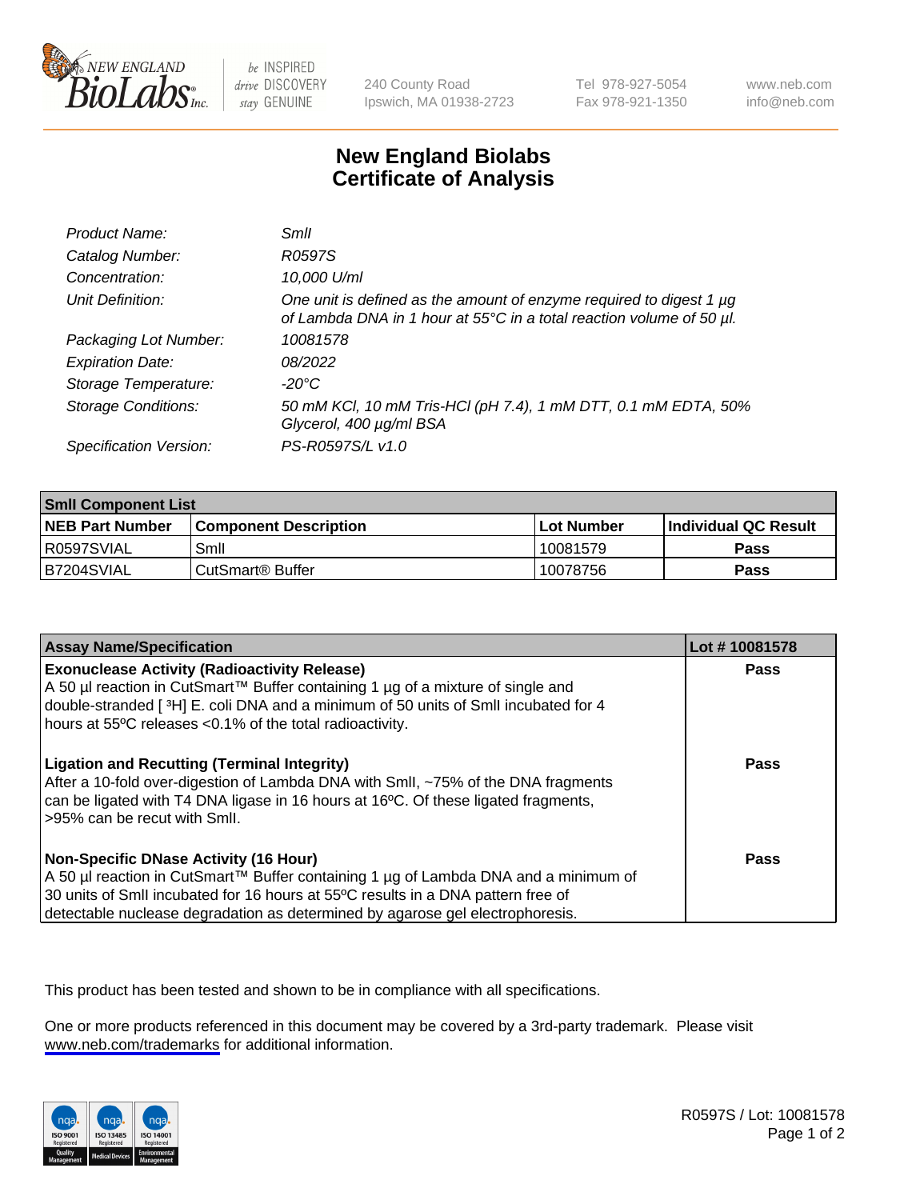# New England Biolabs Certificate of Analysis

| | |
|---|---|
| *Product Name:* | *SmlI* |
| *Catalog Number:* | *R0597S* |
| *Concentration:* | *10,000 U/ml* |
| *Unit Definition:* | *One unit is defined as the amount of enzyme required to digest 1 µg of Lambda DNA in 1 hour at 55°C in a total reaction volume of 50 µl.* |
| *Packaging Lot Number:* | *10081578* |
| *Expiration Date:* | *08/2022* |
| *Storage Temperature:* | *-20°C* |
| *Storage Conditions:* | *50 mM KCl, 10 mM Tris-HCl (pH 7.4), 1 mM DTT, 0.1 mM EDTA, 50% Glycerol, 400 µg/ml BSA* |
| *Specification Version:* | *PS-R0597S/L v1.0* |

| SmlI Component List | | | |
|---|---|---|---|
| **NEB Part Number** | **Component Description** | **Lot Number** | **Individual QC Result** |
| R0597SVIAL | SmlI | 10081579 | **Pass** |
| B7204SVIAL | CutSmart® Buffer | 10078756 | **Pass** |

| Assay Name/Specification | Lot # 10081578 |
|---|---|
| **Exonuclease Activity (Radioactivity Release)**<br>A 50 µl reaction in CutSmart™ Buffer containing 1 µg of a mixture of single and double-stranded [ $^{3}$H] E. coli DNA and a minimum of 50 units of SmlI incubated for 4 hours at 55ºC releases <0.1% of the total radioactivity. | **Pass** |
| **Ligation and Recutting (Terminal Integrity)**<br>After a 10-fold over-digestion of Lambda DNA with SmlI, ~75% of the DNA fragments can be ligated with T4 DNA ligase in 16 hours at 16ºC. Of these ligated fragments, >95% can be recut with SmlI. | **Pass** |
| **Non-Specific DNase Activity (16 Hour)**<br>A 50 µl reaction in CutSmart™ Buffer containing 1 µg of Lambda DNA and a minimum of 30 units of SmlI incubated for 16 hours at 55ºC results in a DNA pattern free of detectable nuclease degradation as determined by agarose gel electrophoresis. | **Pass** |

This product has been tested and shown to be in compliance with all specifications.

One or more products referenced in this document may be covered by a 3rd-party trademark. Please visit www.neb.com/trademarks for additional information.

R0597S / Lot: 10081578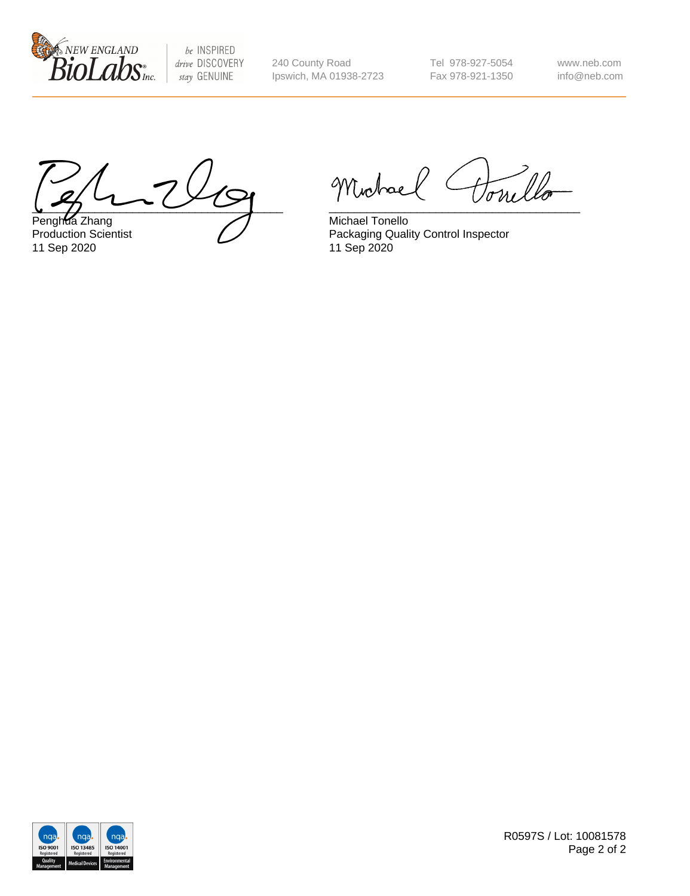Penghua Zhang
Production Scientist
11 Sep 2020

Michael Tonello
Packaging Quality Control Inspector
11 Sep 2020